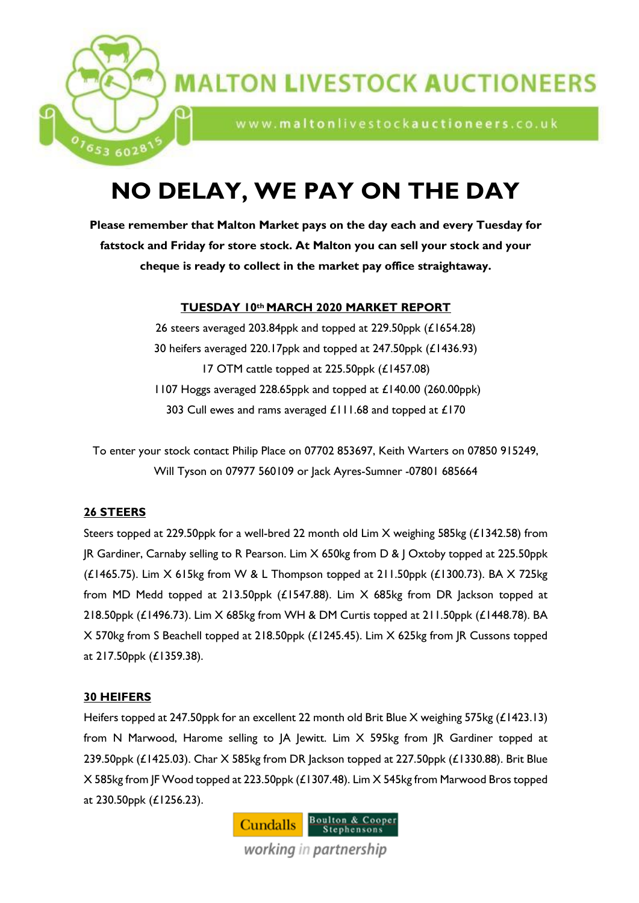# MALTON LIVESTOCK AUCTIONEERS

www.maltonlivestockauctioneers.co.uk

01653 602815

# NO DELAY, WE PAY ON THE DAY

**Please remember that Malton Market pays on the day each and every Tuesday for fatstock and Friday for store stock. At Malton you can sell your stock and your cheque is ready to collect in the market pay office straightaway.**

## TUESDAY 10th MARCH 2020 MARKET REPORT

26 steers averaged 203.84ppk and topped at 229.50ppk (£1654.28)

30 heifers averaged 220.17ppk and topped at 247.50ppk (£1436.93)

17 OTM cattle topped at 225.50ppk (£1457.08)

1107 Hoggs averaged 228.65ppk and topped at £140.00 (260.00ppk)

303 Cull ewes and rams averaged £111.68 and topped at £170

To enter your stock contact Philip Place on 07702 853697, Keith Warters on 07850 915249, Will Tyson on 07977 560109 or Jack Ayres-Sumner -07801 685664

### 26 STEERS

Steers topped at 229.50ppk for a well-bred 22 month old Lim X weighing 585kg (£1342.58) from JR Gardiner, Carnaby selling to R Pearson. Lim X 650kg from D & J Oxtoby topped at 225.50ppk (£1465.75). Lim X 615kg from W & L Thompson topped at 211.50ppk (£1300.73). BA X 725kg from MD Medd topped at 213.50ppk (£1547.88). Lim X 685kg from DR Jackson topped at 218.50ppk (£1496.73). Lim X 685kg from WH & DM Curtis topped at 211.50ppk (£1448.78). BA X 570kg from S Beachell topped at 218.50ppk (£1245.45). Lim X 625kg from JR Cussons topped at 217.50ppk (£1359.38).

### 30 HEIFERS

Heifers topped at 247.50ppk for an excellent 22 month old Brit Blue X weighing 575kg (£1423.13) from N Marwood, Harome selling to JA Jewitt. Lim X 595kg from JR Gardiner topped at 239.50ppk (£1425.03). Char X 585kg from DR Jackson topped at 227.50ppk (£1330.88). Brit Blue X 585kg from JF Wood topped at 223.50ppk (£1307.48). Lim X 545kg from Marwood Bros topped at 230.50ppk (£1256.23).

Cundalls | Boulton & Cooper Stephensons

*working in partnership*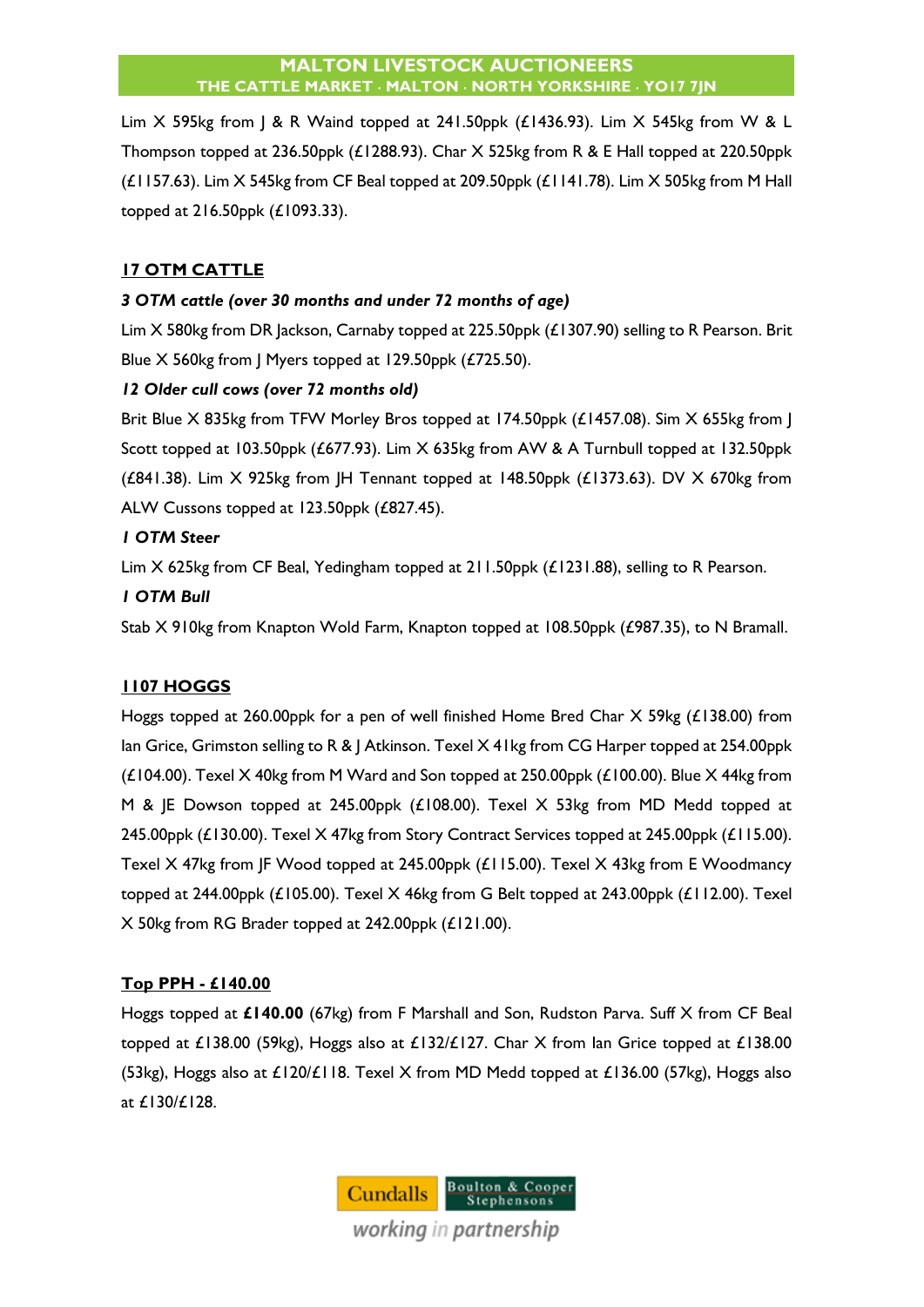Lim X 595kg from J & R Waind topped at 241.50ppk (£1436.93). Lim X 545kg from W & L Thompson topped at 236.50ppk (£1288.93). Char X 525kg from R & E Hall topped at 220.50ppk (£1157.63). Lim X 545kg from CF Beal topped at 209.50ppk (£1141.78). Lim X 505kg from M Hall topped at 216.50ppk (£1093.33).

## 17 OTM CATTLE

***3 OTM cattle (over 30 months and under 72 months of age)***

Lim X 580kg from DR Jackson, Carnaby topped at 225.50ppk (£1307.90) selling to R Pearson. Brit Blue X 560kg from J Myers topped at 129.50ppk (£725.50).

***12 Older cull cows (over 72 months old)***

Brit Blue X 835kg from TFW Morley Bros topped at 174.50ppk (£1457.08). Sim X 655kg from J Scott topped at 103.50ppk (£677.93). Lim X 635kg from AW & A Turnbull topped at 132.50ppk (£841.38). Lim X 925kg from JH Tennant topped at 148.50ppk (£1373.63). DV X 670kg from ALW Cussons topped at 123.50ppk (£827.45).

***1 OTM Steer***

Lim X 625kg from CF Beal, Yedingham topped at 211.50ppk (£1231.88), selling to R Pearson.

***1 OTM Bull***

Stab X 910kg from Knapton Wold Farm, Knapton topped at 108.50ppk (£987.35), to N Bramall.

## 1107 HOGGS

Hoggs topped at 260.00ppk for a pen of well finished Home Bred Char X 59kg (£138.00) from Ian Grice, Grimston selling to R & J Atkinson. Texel X 41kg from CG Harper topped at 254.00ppk (£104.00). Texel X 40kg from M Ward and Son topped at 250.00ppk (£100.00). Blue X 44kg from M & JE Dowson topped at 245.00ppk (£108.00). Texel X 53kg from MD Medd topped at 245.00ppk (£130.00). Texel X 47kg from Story Contract Services topped at 245.00ppk (£115.00). Texel X 47kg from JF Wood topped at 245.00ppk (£115.00). Texel X 43kg from E Woodmancy topped at 244.00ppk (£105.00). Texel X 46kg from G Belt topped at 243.00ppk (£112.00). Texel X 50kg from RG Brader topped at 242.00ppk (£121.00).

## Top PPH - £140.00

Hoggs topped at **£140.00** (67kg) from F Marshall and Son, Rudston Parva. Suff X from CF Beal topped at £138.00 (59kg), Hoggs also at £132/£127. Char X from Ian Grice topped at £138.00 (53kg), Hoggs also at £120/£118. Texel X from MD Medd topped at £136.00 (57kg), Hoggs also at £130/£128.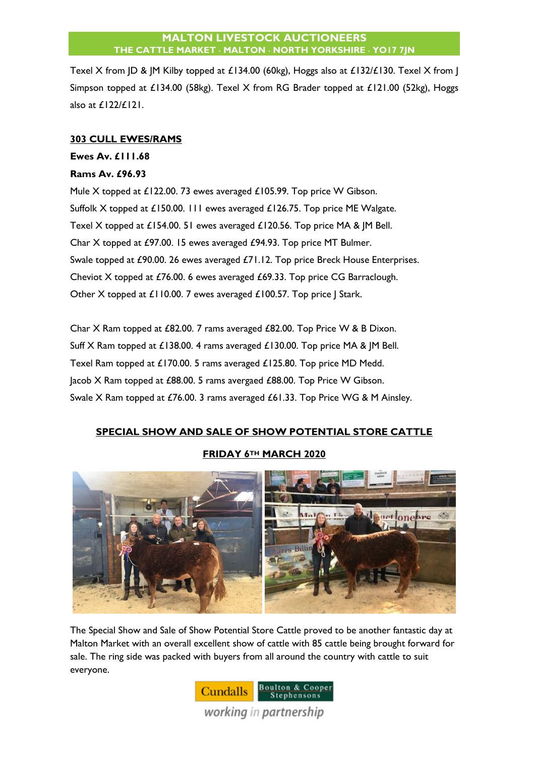Texel X from JD & JM Kilby topped at £134.00 (60kg), Hoggs also at £132/£130. Texel X from J Simpson topped at £134.00 (58kg). Texel X from RG Brader topped at £121.00 (52kg), Hoggs also at £122/£121.

## 303 CULL EWES/RAMS

**Ewes Av. £111.68**

**Rams Av. £96.93**

Mule X topped at £122.00. 73 ewes averaged £105.99. Top price W Gibson.
Suffolk X topped at £150.00. 111 ewes averaged £126.75. Top price ME Walgate.
Texel X topped at £154.00. 51 ewes averaged £120.56. Top price MA & JM Bell.
Char X topped at £97.00. 15 ewes averaged £94.93. Top price MT Bulmer.
Swale topped at £90.00. 26 ewes averaged £71.12. Top price Breck House Enterprises.
Cheviot X topped at £76.00. 6 ewes averaged £69.33. Top price CG Barraclough.
Other X topped at £110.00. 7 ewes averaged £100.57. Top price J Stark.

Char X Ram topped at £82.00. 7 rams averaged £82.00. Top Price W & B Dixon.
Suff X Ram topped at £138.00. 4 rams averaged £130.00. Top price MA & JM Bell.
Texel Ram topped at £170.00. 5 rams averaged £125.80. Top price MD Medd.
Jacob X Ram topped at £88.00. 5 rams avergaed £88.00. Top Price W Gibson.
Swale X Ram topped at £76.00. 3 rams averaged £61.33. Top Price WG & M Ainsley.

## SPECIAL SHOW AND SALE OF SHOW POTENTIAL STORE CATTLE

### FRIDAY 6TH MARCH 2020

The Special Show and Sale of Show Potential Store Cattle proved to be another fantastic day at Malton Market with an overall excellent show of cattle with 85 cattle being brought forward for sale. The ring side was packed with buyers from all around the country with cattle to suit everyone.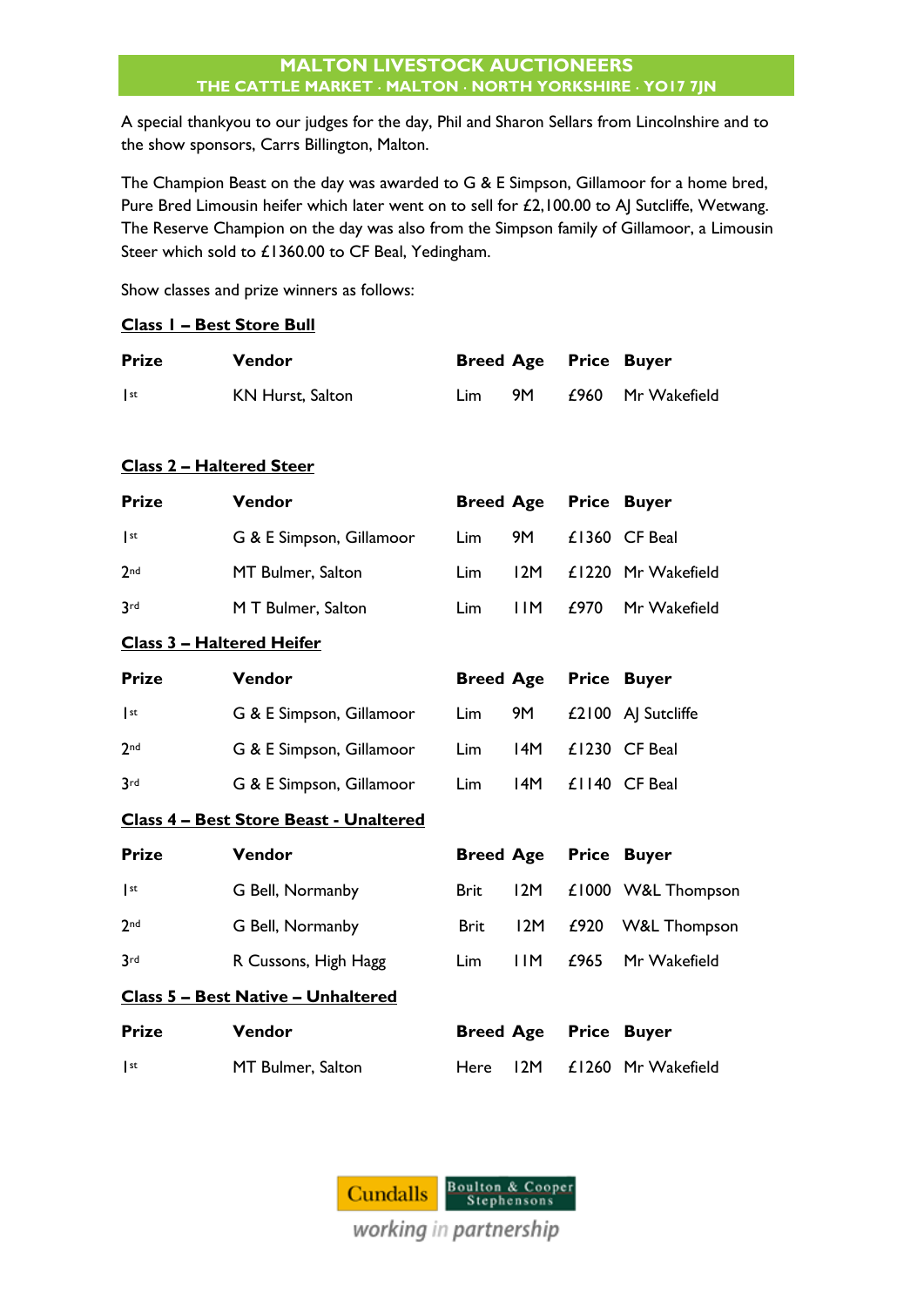**MALTON LIVESTOCK AUCTIONEERS**
**THE CATTLE MARKET · MALTON · NORTH YORKSHIRE · YO17 7JN**

A special thankyou to our judges for the day, Phil and Sharon Sellars from Lincolnshire and to the show sponsors, Carrs Billington, Malton.

The Champion Beast on the day was awarded to G & E Simpson, Gillamoor for a home bred, Pure Bred Limousin heifer which later went on to sell for £2,100.00 to AJ Sutcliffe, Wetwang. The Reserve Champion on the day was also from the Simpson family of Gillamoor, a Limousin Steer which sold to £1360.00 to CF Beal, Yedingham.

Show classes and prize winners as follows:

**Class 1 – Best Store Bull**

| Prize | Vendor | Breed | Age | Price | Buyer |
|---|---|---|---|---|---|
| 1st | KN Hurst, Salton | Lim | 9M | £960 | Mr Wakefield |

**Class 2 – Haltered Steer**

| Prize | Vendor | Breed | Age | Price | Buyer |
|---|---|---|---|---|---|
| 1st | G & E Simpson, Gillamoor | Lim | 9M | £1360 | CF Beal |
| 2nd | MT Bulmer, Salton | Lim | 12M | £1220 | Mr Wakefield |
| 3rd | M T Bulmer, Salton | Lim | 11M | £970 | Mr Wakefield |

**Class 3 – Haltered Heifer**

| Prize | Vendor | Breed | Age | Price | Buyer |
|---|---|---|---|---|---|
| 1st | G & E Simpson, Gillamoor | Lim | 9M | £2100 | AJ Sutcliffe |
| 2nd | G & E Simpson, Gillamoor | Lim | 14M | £1230 | CF Beal |
| 3rd | G & E Simpson, Gillamoor | Lim | 14M | £1140 | CF Beal |

**Class 4 – Best Store Beast - Unaltered**

| Prize | Vendor | Breed | Age | Price | Buyer |
|---|---|---|---|---|---|
| 1st | G Bell, Normanby | Brit | 12M | £1000 | W&L Thompson |
| 2nd | G Bell, Normanby | Brit | 12M | £920 | W&L Thompson |
| 3rd | R Cussons, High Hagg | Lim | 11M | £965 | Mr Wakefield |

**Class 5 – Best Native – Unhaltered**

| Prize | Vendor | Breed | Age | Price | Buyer |
|---|---|---|---|---|---|
| 1st | MT Bulmer, Salton | Here | 12M | £1260 | Mr Wakefield |

Cundalls | Boulton & Cooper Stephensons
*working in partnership*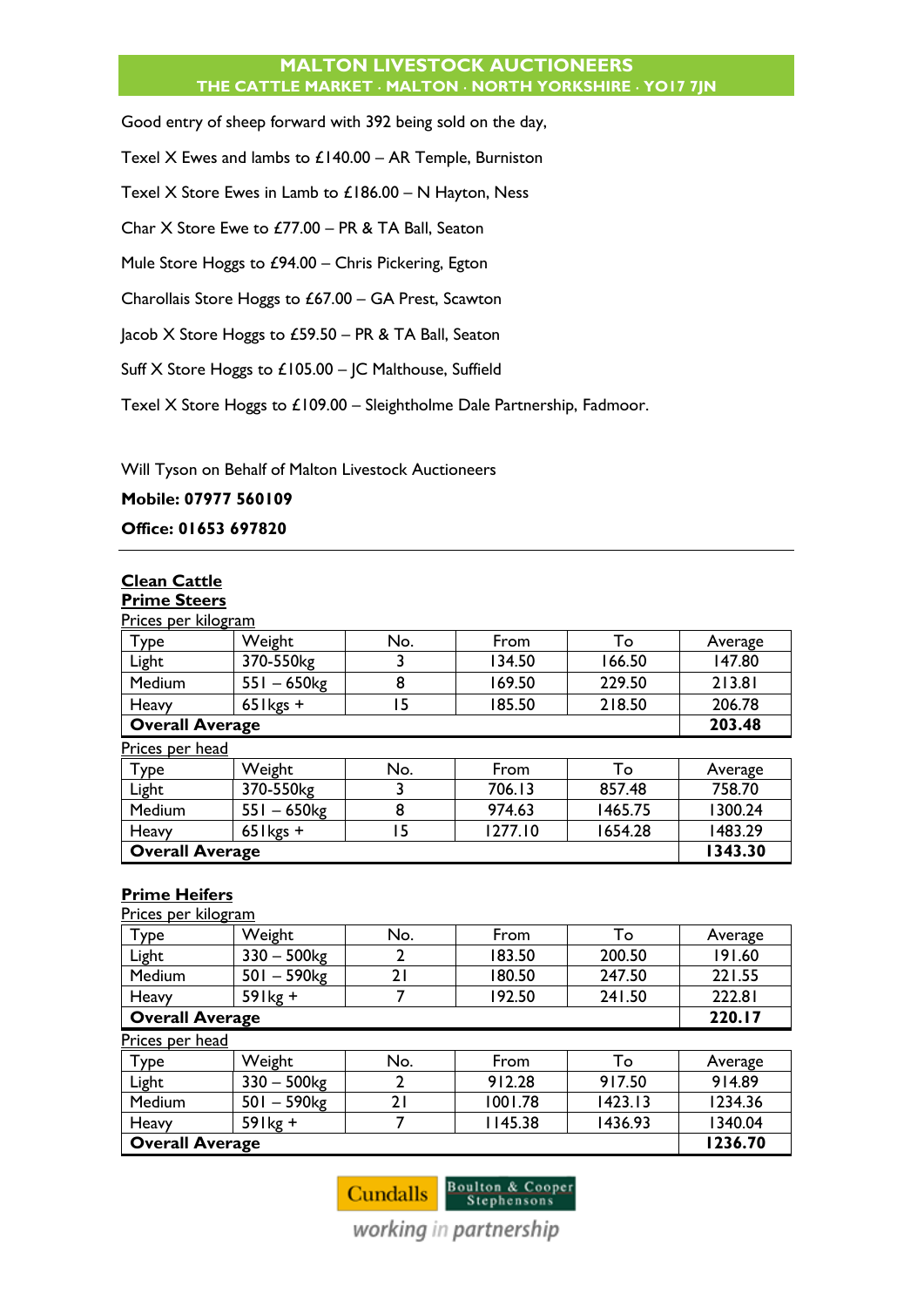Good entry of sheep forward with 392 being sold on the day,

Texel X Ewes and lambs to £140.00 – AR Temple, Burniston

Texel X Store Ewes in Lamb to £186.00 – N Hayton, Ness

Char X Store Ewe to £77.00 – PR & TA Ball, Seaton

Mule Store Hoggs to £94.00 – Chris Pickering, Egton

Charollais Store Hoggs to £67.00 – GA Prest, Scawton

Jacob X Store Hoggs to £59.50 – PR & TA Ball, Seaton

Suff X Store Hoggs to £105.00 – JC Malthouse, Suffield

Texel X Store Hoggs to £109.00 – Sleightholme Dale Partnership, Fadmoor.

Will Tyson on Behalf of Malton Livestock Auctioneers

**Mobile: 07977 560109**

**Office: 01653 697820**

---

## Clean Cattle

### Prime Steers

Prices per kilogram

| Type | Weight | No. | From | To | Average |
|---|---|---|---|---|---|
| Light | 370-550kg | 3 | 134.50 | 166.50 | 147.80 |
| Medium | 551 – 650kg | 8 | 169.50 | 229.50 | 213.81 |
| Heavy | 651kgs + | 15 | 185.50 | 218.50 | 206.78 |
| **Overall Average** | | | | | **203.48** |

Prices per head

| Type | Weight | No. | From | To | Average |
|---|---|---|---|---|---|
| Light | 370-550kg | 3 | 706.13 | 857.48 | 758.70 |
| Medium | 551 – 650kg | 8 | 974.63 | 1465.75 | 1300.24 |
| Heavy | 651kgs + | 15 | 1277.10 | 1654.28 | 1483.29 |
| **Overall Average** | | | | | **1343.30** |

### Prime Heifers

Prices per kilogram

| Type | Weight | No. | From | To | Average |
|---|---|---|---|---|---|
| Light | 330 – 500kg | 2 | 183.50 | 200.50 | 191.60 |
| Medium | 501 – 590kg | 21 | 180.50 | 247.50 | 221.55 |
| Heavy | 591kg + | 7 | 192.50 | 241.50 | 222.81 |
| **Overall Average** | | | | | **220.17** |

Prices per head

| Type | Weight | No. | From | To | Average |
|---|---|---|---|---|---|
| Light | 330 – 500kg | 2 | 912.28 | 917.50 | 914.89 |
| Medium | 501 – 590kg | 21 | 1001.78 | 1423.13 | 1234.36 |
| Heavy | 591kg + | 7 | 1145.38 | 1436.93 | 1340.04 |
| **Overall Average** | | | | | **1236.70** |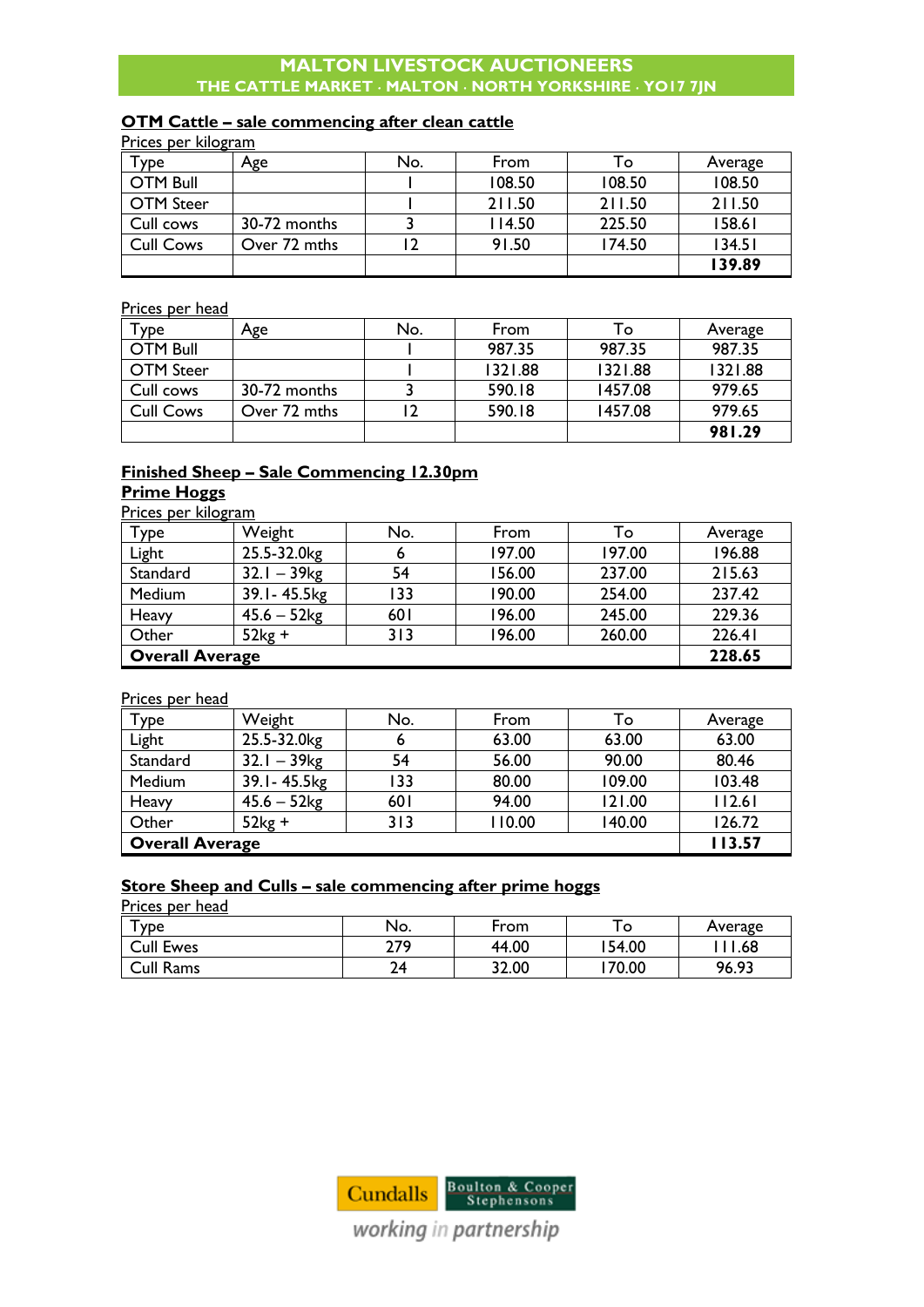# MALTON LIVESTOCK AUCTIONEERS
## THE CATTLE MARKET · MALTON · NORTH YORKSHIRE · YO17 7JN

### OTM Cattle – sale commencing after clean cattle

Prices per kilogram

| Type | Age | No. | From | To | Average |
|---|---|---|---|---|---|
| OTM Bull | | 1 | 108.50 | 108.50 | 108.50 |
| OTM Steer | | 1 | 211.50 | 211.50 | 211.50 |
| Cull cows | 30-72 months | 3 | 114.50 | 225.50 | 158.61 |
| Cull Cows | Over 72 mths | 12 | 91.50 | 174.50 | 134.51 |
| | | | | | **139.89** |

Prices per head

| Type | Age | No. | From | To | Average |
|---|---|---|---|---|---|
| OTM Bull | | 1 | 987.35 | 987.35 | 987.35 |
| OTM Steer | | 1 | 1321.88 | 1321.88 | 1321.88 |
| Cull cows | 30-72 months | 3 | 590.18 | 1457.08 | 979.65 |
| Cull Cows | Over 72 mths | 12 | 590.18 | 1457.08 | 979.65 |
| | | | | | **981.29** |

### Finished Sheep – Sale Commencing 12.30pm

#### Prime Hoggs

Prices per kilogram

| Type | Weight | No. | From | To | Average |
|---|---|---|---|---|---|
| Light | 25.5-32.0kg | 6 | 197.00 | 197.00 | 196.88 |
| Standard | 32.1 – 39kg | 54 | 156.00 | 237.00 | 215.63 |
| Medium | 39.1- 45.5kg | 133 | 190.00 | 254.00 | 237.42 |
| Heavy | 45.6 – 52kg | 601 | 196.00 | 245.00 | 229.36 |
| Other | 52kg + | 313 | 196.00 | 260.00 | 226.41 |
| **Overall Average** | | | | | **228.65** |

Prices per head

| Type | Weight | No. | From | To | Average |
|---|---|---|---|---|---|
| Light | 25.5-32.0kg | 6 | 63.00 | 63.00 | 63.00 |
| Standard | 32.1 – 39kg | 54 | 56.00 | 90.00 | 80.46 |
| Medium | 39.1- 45.5kg | 133 | 80.00 | 109.00 | 103.48 |
| Heavy | 45.6 – 52kg | 601 | 94.00 | 121.00 | 112.61 |
| Other | 52kg + | 313 | 110.00 | 140.00 | 126.72 |
| **Overall Average** | | | | | **113.57** |

### Store Sheep and Culls – sale commencing after prime hoggs

Prices per head

| Type | No. | From | To | Average |
|---|---|---|---|---|
| Cull Ewes | 279 | 44.00 | 154.00 | 111.68 |
| Cull Rams | 24 | 32.00 | 170.00 | 96.93 |

Cundalls | Boulton & Cooper Stephensons

*working in partnership*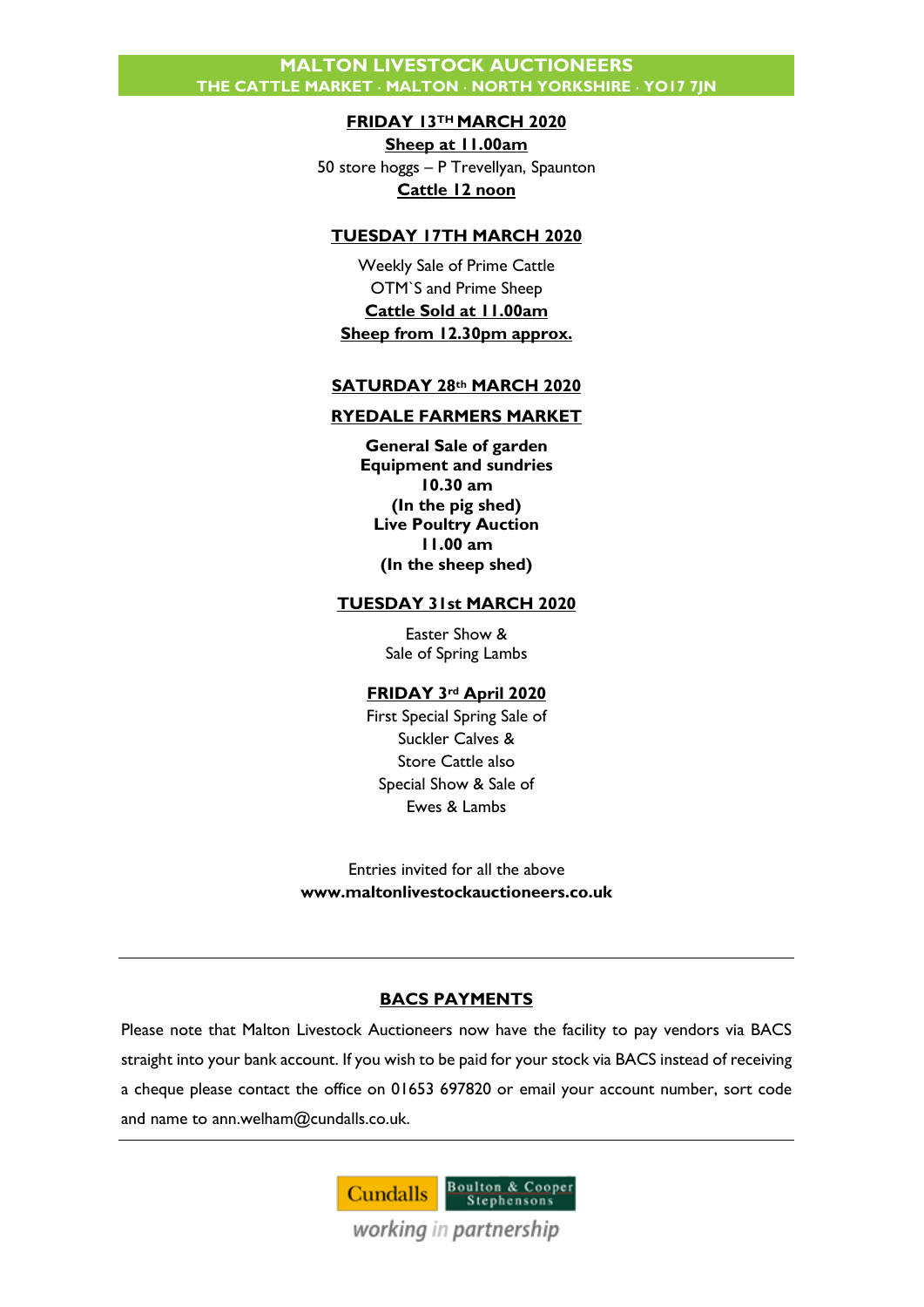# MALTON LIVESTOCK AUCTIONEERS

**THE CATTLE MARKET · MALTON · NORTH YORKSHIRE · YO17 7JN**

**FRIDAY 13TH MARCH 2020**

**Sheep at 11.00am**

50 store hoggs – P Trevellyan, Spaunton

**Cattle 12 noon**

**TUESDAY 17TH MARCH 2020**

Weekly Sale of Prime Cattle
OTM`S and Prime Sheep

**Cattle Sold at 11.00am**

**Sheep from 12.30pm approx.**

**SATURDAY 28th MARCH 2020**

**RYEDALE FARMERS MARKET**

**General Sale of garden Equipment and sundries**
**10.30 am**
**(In the pig shed)**
**Live Poultry Auction**
**11.00 am**
**(In the sheep shed)**

**TUESDAY 31st MARCH 2020**

Easter Show &
Sale of Spring Lambs

**FRIDAY 3rd April 2020**

First Special Spring Sale of
Suckler Calves &
Store Cattle also
Special Show & Sale of
Ewes & Lambs

Entries invited for all the above
**www.maltonlivestockauctioneers.co.uk**

---

**BACS PAYMENTS**

Please note that Malton Livestock Auctioneers now have the facility to pay vendors via BACS straight into your bank account. If you wish to be paid for your stock via BACS instead of receiving a cheque please contact the office on 01653 697820 or email your account number, sort code and name to ann.welham@cundalls.co.uk.

---

Cundalls | Boulton & Cooper Stephensons

*working in partnership*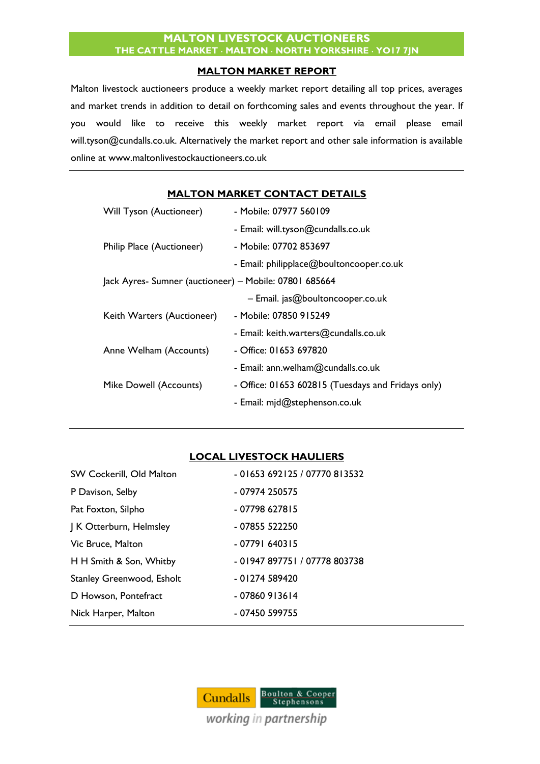**MALTON LIVESTOCK AUCTIONEERS**
**THE CATTLE MARKET · MALTON · NORTH YORKSHIRE · YO17 7JN**

## MALTON MARKET REPORT

Malton livestock auctioneers produce a weekly market report detailing all top prices, averages and market trends in addition to detail on forthcoming sales and events throughout the year. If you would like to receive this weekly market report via email please email will.tyson@cundalls.co.uk. Alternatively the market report and other sale information is available online at www.maltonlivestockauctioneers.co.uk

---

## MALTON MARKET CONTACT DETAILS

| | |
|---|---|
| Will Tyson (Auctioneer) | - Mobile: 07977 560109 |
| | - Email: will.tyson@cundalls.co.uk |
| Philip Place (Auctioneer) | - Mobile: 07702 853697 |
| | - Email: philipplace@boultoncooper.co.uk |
| Jack Ayres- Sumner (auctioneer) | – Mobile: 07801 685664 |
| | – Email. jas@boultoncooper.co.uk |
| Keith Warters (Auctioneer) | - Mobile: 07850 915249 |
| | - Email: keith.warters@cundalls.co.uk |
| Anne Welham (Accounts) | - Office: 01653 697820 |
| | - Email: ann.welham@cundalls.co.uk |
| Mike Dowell (Accounts) | - Office: 01653 602815 (Tuesdays and Fridays only) |
| | - Email: mjd@stephenson.co.uk |

---

## LOCAL LIVESTOCK HAULIERS

| | |
|---|---|
| SW Cockerill, Old Malton | - 01653 692125 / 07770 813532 |
| P Davison, Selby | - 07974 250575 |
| Pat Foxton, Silpho | - 07798 627815 |
| J K Otterburn, Helmsley | - 07855 522250 |
| Vic Bruce, Malton | - 07791 640315 |
| H H Smith & Son, Whitby | - 01947 897751 / 07778 803738 |
| Stanley Greenwood, Esholt | - 01274 589420 |
| D Howson, Pontefract | - 07860 913614 |
| Nick Harper, Malton | - 07450 599755 |

---

Cundalls | Boulton & Cooper Stephensons

*working in partnership*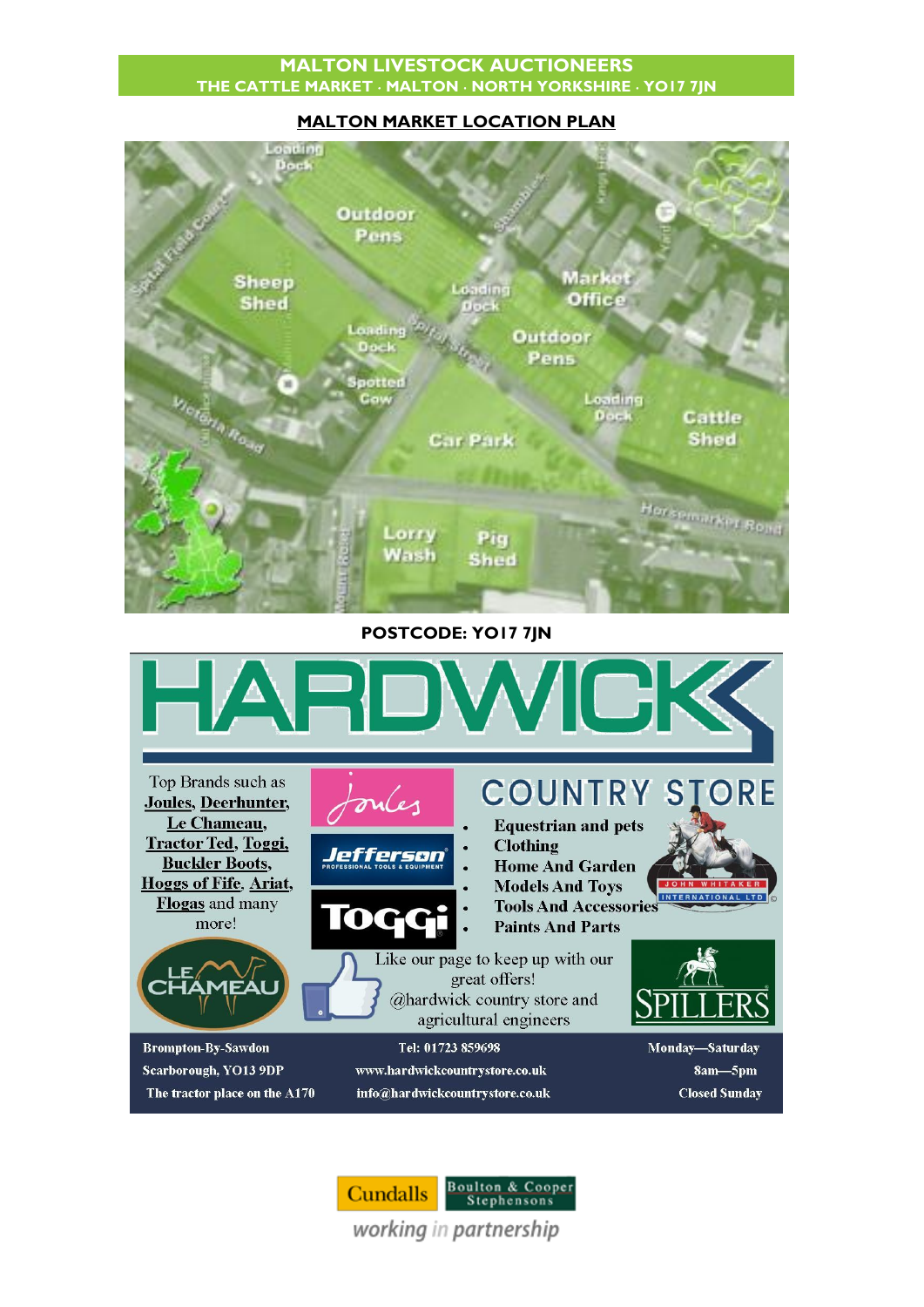**MALTON LIVESTOCK AUCTIONEERS**
**THE CATTLE MARKET · MALTON · NORTH YORKSHIRE · YO17 7JN**

## MALTON MARKET LOCATION PLAN

Loading Dock

Outdoor Pens

Sheep Shed

Loading Dock

Market Office

Loading Dock

Spital Street

Outdoor Pens

Spotted Cow

Victoria Road

Loading Dock

Cattle Shed

Car Park

Horsemarket Road

Lorry Wash

Pig Shed

**POSTCODE: YO17 7JN**

# HARDWICK

## COUNTRY STORE

Top Brands such as Joules, Deerhunter, Le Chameau, Tractor Ted, Toggi, Buckler Boots, Hoggs of Fife, Ariat, Flogas and many more!

- Equestrian and pets
- Clothing
- Home And Garden
- Models And Toys
- Tools And Accessories
- Paints And Parts

Joules · Jefferson Professional Tools & Equipment · Toggi · Le Chameau · John Whitaker International Ltd · Spillers

Like our page to keep up with our great offers! @hardwick country store and agricultural engineers

Brompton-By-Sawdon
Scarborough, YO13 9DP
The tractor place on the A170

Tel: 01723 859698
www.hardwickcountrystore.co.uk
info@hardwickcountrystore.co.uk

Monday—Saturday
8am—5pm
Closed Sunday

Cundalls | Boulton & Cooper Stephensons

working in partnership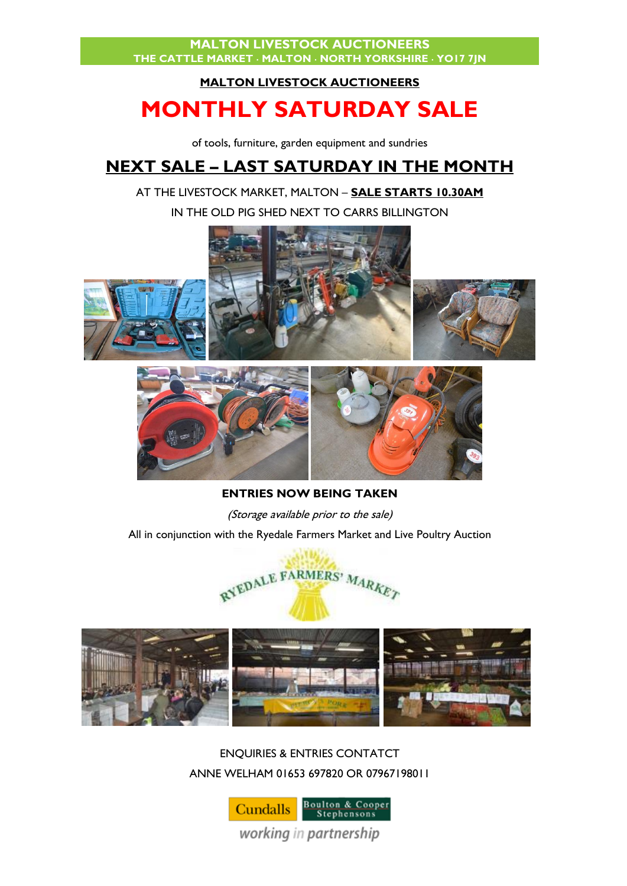**MALTON LIVESTOCK AUCTIONEERS**
**THE CATTLE MARKET · MALTON · NORTH YORKSHIRE · YO17 7JN**

**MALTON LIVESTOCK AUCTIONEERS**

# MONTHLY SATURDAY SALE

of tools, furniture, garden equipment and sundries

## NEXT SALE – LAST SATURDAY IN THE MONTH

AT THE LIVESTOCK MARKET, MALTON – **SALE STARTS 10.30AM**

IN THE OLD PIG SHED NEXT TO CARRS BILLINGTON

**ENTRIES NOW BEING TAKEN**

*(Storage available prior to the sale)*

All in conjunction with the Ryedale Farmers Market and Live Poultry Auction

RYEDALE FARMERS' MARKET

ENQUIRIES & ENTRIES CONTATCT

ANNE WELHAM 01653 697820 OR 07967198011

Cundalls | Boulton & Cooper Stephensons

working in partnership